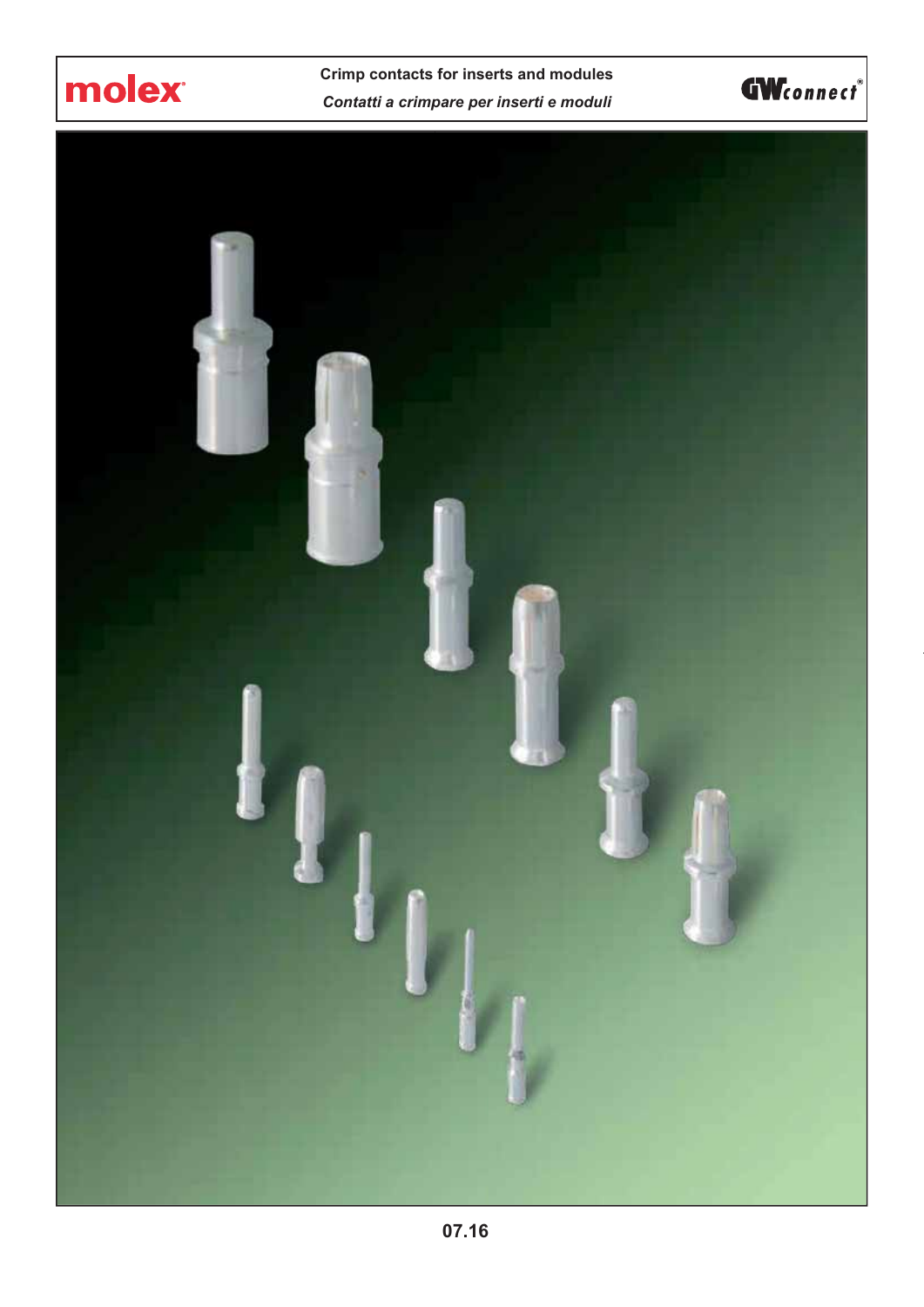# Crimp contacts for inserts and modules

*Contatti a crimpare per inserti e moduli*

**07.16**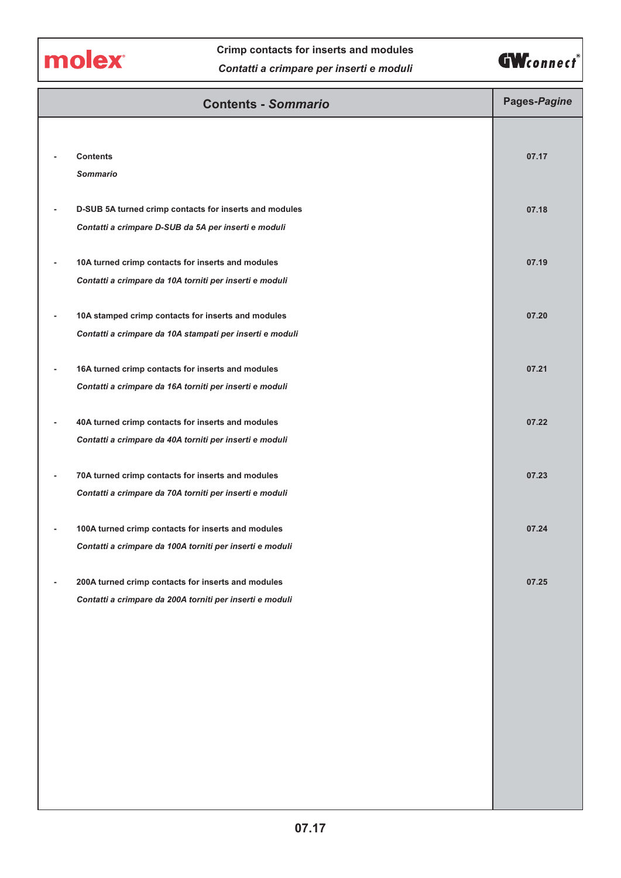# Crimp contacts for inserts and modules

*Contatti a crimpare per inserti e moduli*

| Contents - *Sommario* | Pages-*Pagine* |
| --- | --- |
| - Contents<br>*Sommario* | 07.17 |
| - D-SUB 5A turned crimp contacts for inserts and modules<br>*Contatti a crimpare D-SUB da 5A per inserti e moduli* | 07.18 |
| - 10A turned crimp contacts for inserts and modules<br>*Contatti a crimpare da 10A torniti per inserti e moduli* | 07.19 |
| - 10A stamped crimp contacts for inserts and modules<br>*Contatti a crimpare da 10A stampati per inserti e moduli* | 07.20 |
| - 16A turned crimp contacts for inserts and modules<br>*Contatti a crimpare da 16A torniti per inserti e moduli* | 07.21 |
| - 40A turned crimp contacts for inserts and modules<br>*Contatti a crimpare da 40A torniti per inserti e moduli* | 07.22 |
| - 70A turned crimp contacts for inserts and modules<br>*Contatti a crimpare da 70A torniti per inserti e moduli* | 07.23 |
| - 100A turned crimp contacts for inserts and modules<br>*Contatti a crimpare da 100A torniti per inserti e moduli* | 07.24 |
| - 200A turned crimp contacts for inserts and modules<br>*Contatti a crimpare da 200A torniti per inserti e moduli* | 07.25 |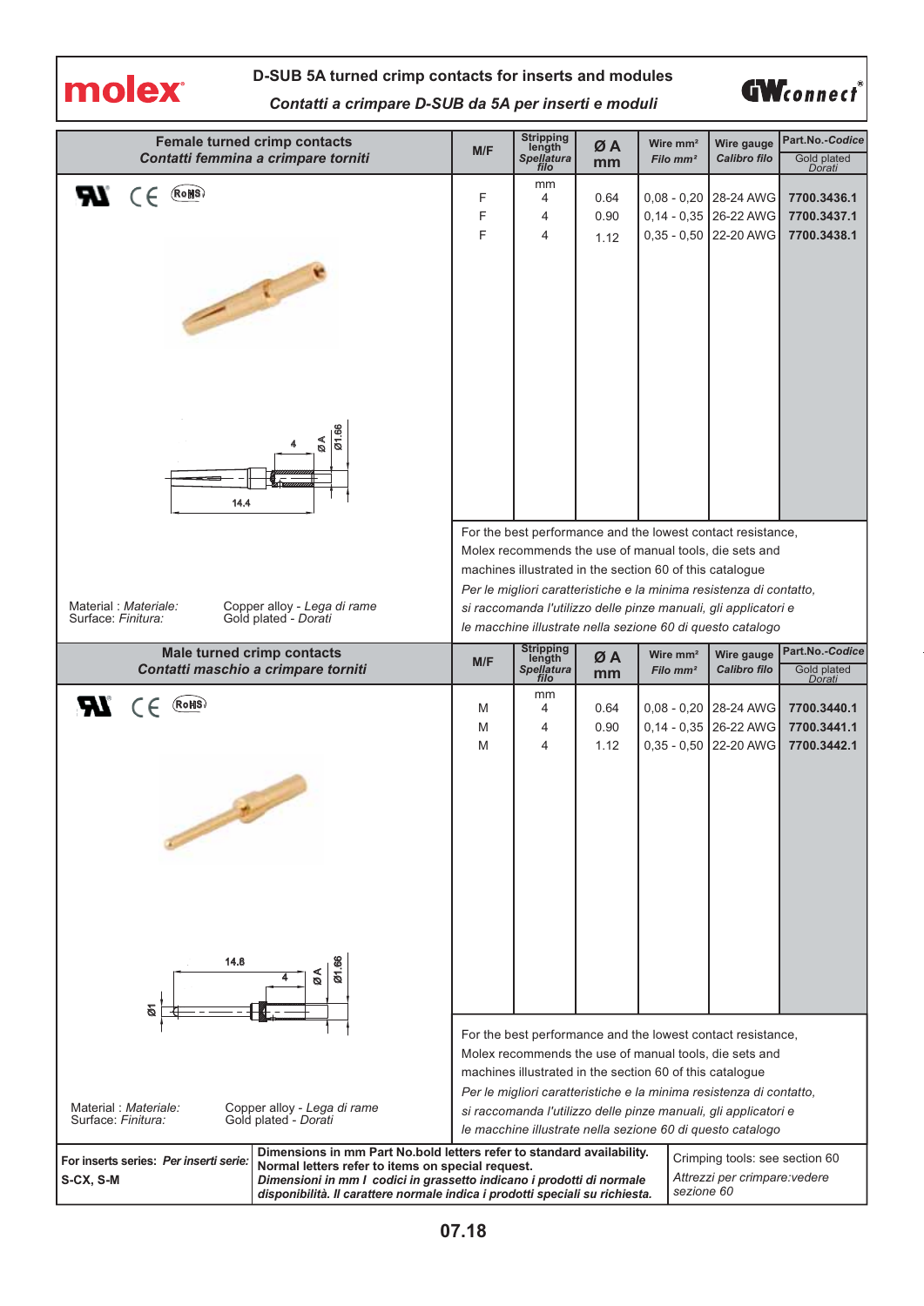# D-SUB 5A turned crimp contacts for inserts and modules

*Contatti a crimpare D-SUB da 5A per inserti e moduli*

## Female turned crimp contacts
*Contatti femmina a crimpare torniti*

| M/F | Stripping length *Spellatura filo* (mm) | Ø A mm | Wire mm² *Filo mm²* | Wire gauge *Calibro filo* | Part.No.-*Codice* Gold plated *Dorati* |
|---|---|---|---|---|---|
| F | 4 | 0.64 | 0,08 - 0,20 | 28-24 AWG | **7700.3436.1** |
| F | 4 | 0.90 | 0,14 - 0,35 | 26-22 AWG | **7700.3437.1** |
| F | 4 | 1.12 | 0,35 - 0,50 | 22-20 AWG | **7700.3438.1** |

4 — Ø A — Ø1.66 — 14.4

Material : *Materiale:* Copper alloy - *Lega di rame*
Surface: *Finitura:* Gold plated - *Dorati*

For the best performance and the lowest contact resistance, Molex recommends the use of manual tools, die sets and machines illustrated in the section 60 of this catalogue

*Per le migliori caratteristiche e la minima resistenza di contatto, si raccomanda l'utilizzo delle pinze manuali, gli applicatori e le macchine illustrate nella sezione 60 di questo catalogo*

## Male turned crimp contacts
*Contatti maschio a crimpare torniti*

| M/F | Stripping length *Spellatura filo* (mm) | Ø A mm | Wire mm² *Filo mm²* | Wire gauge *Calibro filo* | Part.No.-*Codice* Gold plated *Dorati* |
|---|---|---|---|---|---|
| M | 4 | 0.64 | 0,08 - 0,20 | 28-24 AWG | **7700.3440.1** |
| M | 4 | 0.90 | 0,14 - 0,35 | 26-22 AWG | **7700.3441.1** |
| M | 4 | 1.12 | 0,35 - 0,50 | 22-20 AWG | **7700.3442.1** |

14.8 — 4 — Ø A — Ø1.66 — Ø1

Material : *Materiale:* Copper alloy - *Lega di rame*
Surface: *Finitura:* Gold plated - *Dorati*

For the best performance and the lowest contact resistance, Molex recommends the use of manual tools, die sets and machines illustrated in the section 60 of this catalogue

*Per le migliori caratteristiche e la minima resistenza di contatto, si raccomanda l'utilizzo delle pinze manuali, gli applicatori e le macchine illustrate nella sezione 60 di questo catalogo*

**For inserts series:** ***Per inserti serie:*** **S-CX, S-M**

**Dimensions in mm Part No.bold letters refer to standard availability. Normal letters refer to items on special request.**
***Dimensioni in mm I codici in grassetto indicano i prodotti di normale disponibilità. Il carattere normale indica i prodotti speciali su richiesta.***

Crimping tools: see section 60
*Attrezzi per crimpare:vedere sezione 60*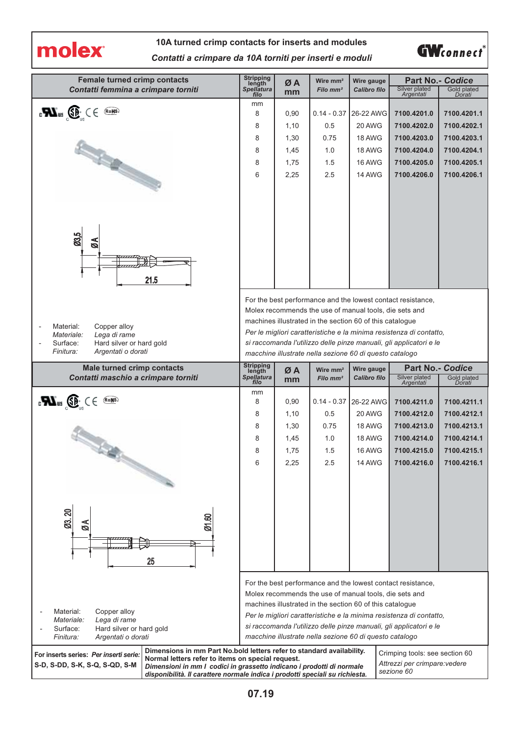# 10A turned crimp contacts for inserts and modules

*Contatti a crimpare da 10A torniti per inserti e moduli*

## Female turned crimp contacts
*Contatti femmina a crimpare torniti*

| Stripping length *Spellatura filo* (mm) | Ø A mm | Wire mm² *Filo mm²* | Wire gauge *Calibro filo* | Part No. - *Codice* Silver plated *Argentati* | Gold plated *Dorati* |
|---|---|---|---|---|---|
| 8 | 0,90 | 0.14 - 0.37 | 26-22 AWG | **7100.4201.0** | **7100.4201.1** |
| 8 | 1,10 | 0.5 | 20 AWG | **7100.4202.0** | **7100.4202.1** |
| 8 | 1,30 | 0.75 | 18 AWG | **7100.4203.0** | **7100.4203.1** |
| 8 | 1,45 | 1.0 | 18 AWG | **7100.4204.0** | **7100.4204.1** |
| 8 | 1,75 | 1.5 | 16 AWG | **7100.4205.0** | **7100.4205.1** |
| 6 | 2,25 | 2.5 | 14 AWG | **7100.4206.0** | **7100.4206.1** |

Ø3.5 ØA 21.5

- Material: Copper alloy
  *Materiale: Lega di rame*
- Surface: Hard silver or hard gold
  *Finitura: Argentati o dorati*

For the best performance and the lowest contact resistance, Molex recommends the use of manual tools, die sets and machines illustrated in the section 60 of this catalogue

*Per le migliori caratteristiche e la minima resistenza di contatto, si raccomanda l'utilizzo delle pinze manuali, gli applicatori e le macchine illustrate nella sezione 60 di questo catalogo*

## Male turned crimp contacts
*Contatti maschio a crimpare torniti*

| Stripping length *Spellatura filo* (mm) | Ø A mm | Wire mm² *Filo mm²* | Wire gauge *Calibro filo* | Part No. - *Codice* Silver plated *Argentati* | Gold plated *Dorati* |
|---|---|---|---|---|---|
| 8 | 0,90 | 0.14 - 0.37 | 26-22 AWG | **7100.4211.0** | **7100.4211.1** |
| 8 | 1,10 | 0.5 | 20 AWG | **7100.4212.0** | **7100.4212.1** |
| 8 | 1,30 | 0.75 | 18 AWG | **7100.4213.0** | **7100.4213.1** |
| 8 | 1,45 | 1.0 | 18 AWG | **7100.4214.0** | **7100.4214.1** |
| 8 | 1,75 | 1.5 | 16 AWG | **7100.4215.0** | **7100.4215.1** |
| 6 | 2,25 | 2.5 | 14 AWG | **7100.4216.0** | **7100.4216.1** |

Ø3.20 ØA Ø1.60 25

- Material: Copper alloy
  *Materiale: Lega di rame*
- Surface: Hard silver or hard gold
  *Finitura: Argentati o dorati*

For the best performance and the lowest contact resistance, Molex recommends the use of manual tools, die sets and machines illustrated in the section 60 of this catalogue

*Per le migliori caratteristiche e la minima resistenza di contatto, si raccomanda l'utilizzo delle pinze manuali, gli applicatori e le macchine illustrate nella sezione 60 di questo catalogo*

**For inserts series:** ***Per inserti serie:***
**S-D, S-DD, S-K, S-Q, S-QD, S-M**

**Dimensions in mm Part No.bold letters refer to standard availability. Normal letters refer to items on special request.**
***Dimensioni in mm I codici in grassetto indicano i prodotti di normale disponibilità. Il carattere normale indica i prodotti speciali su richiesta.***

Crimping tools: see section 60
*Attrezzi per crimpare:vedere sezione 60*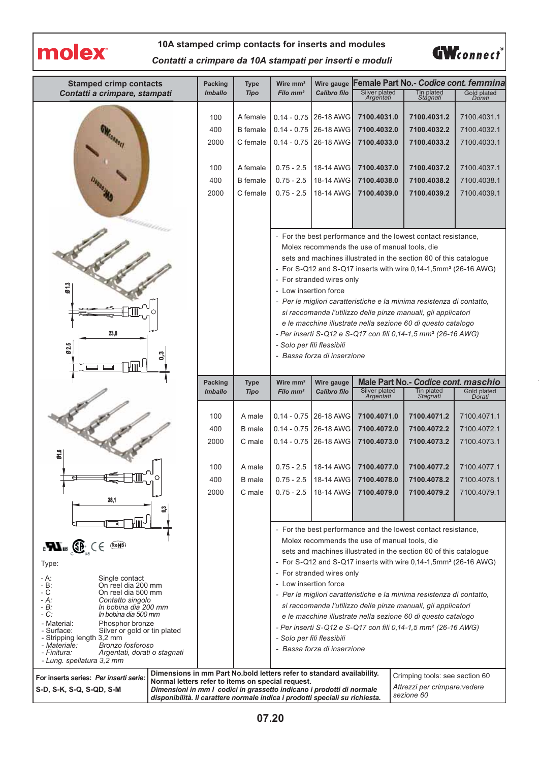# 10A stamped crimp contacts for inserts and modules

*Contatti a crimpare da 10A stampati per inserti e moduli*

## Stamped crimp contacts / *Contatti a crimpare, stampati*

| Packing *Imballo* | Type *Tipo* | Wire mm² *Filo mm²* | Wire gauge *Calibro filo* | Female Part No.- *Codice cont. femmina* Silver plated *Argentati* | Tin plated *Stagnati* | Gold plated *Dorati* |
|---|---|---|---|---|---|---|
| 100 | A female | 0.14 - 0.75 | 26-18 AWG | **7100.4031.0** | **7100.4031.2** | 7100.4031.1 |
| 400 | B female | 0.14 - 0.75 | 26-18 AWG | **7100.4032.0** | **7100.4032.2** | 7100.4032.1 |
| 2000 | C female | 0.14 - 0.75 | 26-18 AWG | **7100.4033.0** | **7100.4033.2** | 7100.4033.1 |
| 100 | A female | 0.75 - 2.5 | 18-14 AWG | **7100.4037.0** | **7100.4037.2** | 7100.4037.1 |
| 400 | B female | 0.75 - 2.5 | 18-14 AWG | **7100.4038.0** | **7100.4038.2** | 7100.4038.1 |
| 2000 | C female | 0.75 - 2.5 | 18-14 AWG | **7100.4039.0** | **7100.4039.2** | 7100.4039.1 |

- For the best performance and the lowest contact resistance, Molex recommends the use of manual tools, die sets and machines illustrated in the section 60 of this catalogue
- For S-Q12 and S-Q17 inserts with wire 0,14-1,5mm² (26-16 AWG)
- For stranded wires only
- Low insertion force
- *Per le migliori caratteristiche e la minima resistenza di contatto, si raccomanda l'utilizzo delle pinze manuali, gli applicatori e le macchine illustrate nella sezione 60 di questo catalogo*
- *Per inserti S-Q12 e S-Q17 con fili 0,14-1,5 mm² (26-16 AWG)*
- *Solo per fili flessibili*
- *Bassa forza di inserzione*

| Packing *Imballo* | Type *Tipo* | Wire mm² *Filo mm²* | Wire gauge *Calibro filo* | Male Part No.- *Codice cont. maschio* Silver plated *Argentati* | Tin plated *Stagnati* | Gold plated *Dorati* |
|---|---|---|---|---|---|---|
| 100 | A male | 0.14 - 0.75 | 26-18 AWG | **7100.4071.0** | **7100.4071.2** | 7100.4071.1 |
| 400 | B male | 0.14 - 0.75 | 26-18 AWG | **7100.4072.0** | **7100.4072.2** | 7100.4072.1 |
| 2000 | C male | 0.14 - 0.75 | 26-18 AWG | **7100.4073.0** | **7100.4073.2** | 7100.4073.1 |
| 100 | A male | 0.75 - 2.5 | 18-14 AWG | **7100.4077.0** | **7100.4077.2** | 7100.4077.1 |
| 400 | B male | 0.75 - 2.5 | 18-14 AWG | **7100.4078.0** | **7100.4078.2** | 7100.4078.1 |
| 2000 | C male | 0.75 - 2.5 | 18-14 AWG | **7100.4079.0** | **7100.4079.2** | 7100.4079.1 |

- For the best performance and the lowest contact resistance, Molex recommends the use of manual tools, die sets and machines illustrated in the section 60 of this catalogue
- For S-Q12 and S-Q17 inserts with wire 0,14-1,5mm² (26-16 AWG)
- For stranded wires only
- Low insertion force
- *Per le migliori caratteristiche e la minima resistenza di contatto, si raccomanda l'utilizzo delle pinze manuali, gli applicatori e le macchine illustrate nella sezione 60 di questo catalogo*
- *Per inserti S-Q12 e S-Q17 con fili 0,14-1,5 mm² (26-16 AWG)*
- *Solo per fili flessibili*
- *Bassa forza di inserzione*

Ø1.3 — 23,8 — Ø2.5 — 0,3

Ø1.6 — 28,1 — 0,3

Type:

- A: Single contact
- B: On reel dia 200 mm
- C On reel dia 500 mm
- *A: Contatto singolo*
- *B: In bobina dia 200 mm*
- *C: In bobina dia 500 mm*
- Material: Phosphor bronze
- Surface: Silver or gold or tin plated
- Stripping length 3,2 mm
- *Materiale: Bronzo fosforoso*
- *Finitura: Argentati, dorati o stagnati*
- *Lung. spellatura 3,2 mm*

**For inserts series:** ***Per inserti serie:*** **S-D, S-K, S-Q, S-QD, S-M**

**Dimensions in mm Part No.bold letters refer to standard availability. Normal letters refer to items on special request.**
***Dimensioni in mm I codici in grassetto indicano i prodotti di normale disponibilità. Il carattere normale indica i prodotti speciali su richiesta.***

Crimping tools: see section 60
*Attrezzi per crimpare:vedere sezione 60*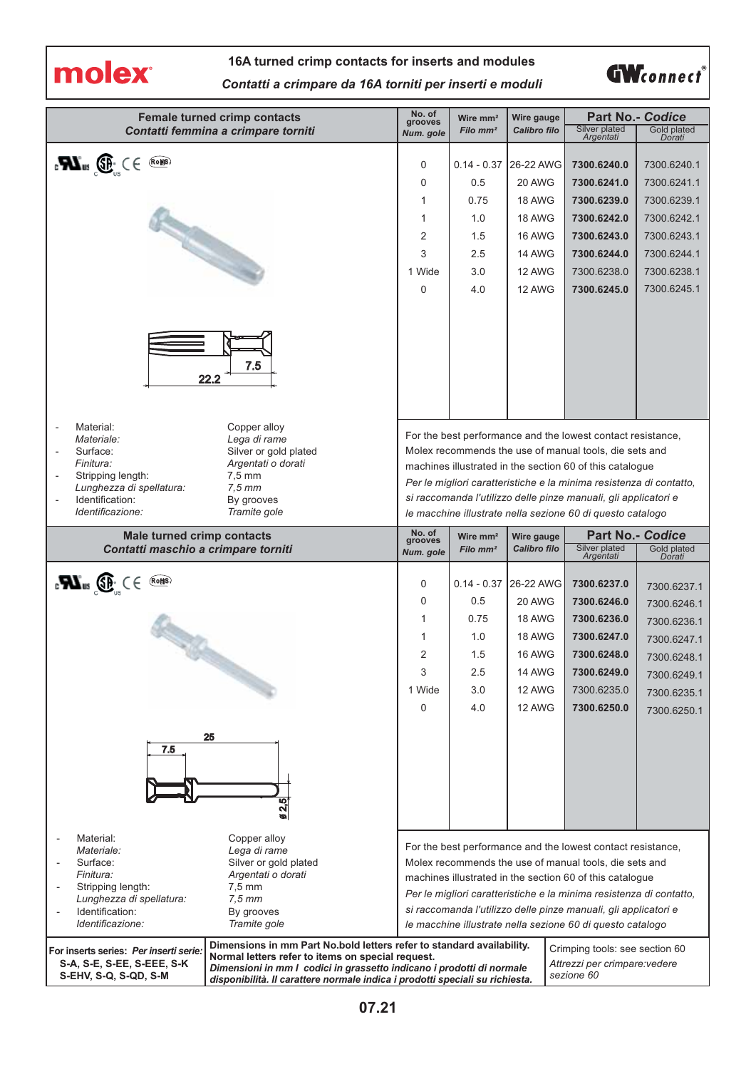# 16A turned crimp contacts for inserts and modules

*Contatti a crimpare da 16A torniti per inserti e moduli*

## Female turned crimp contacts
*Contatti femmina a crimpare torniti*

| No. of grooves *Num. gole* | Wire mm² *Filo mm²* | Wire gauge *Calibro filo* | Part No.- *Codice* Silver plated *Argentati* | Gold plated *Dorati* |
|---|---|---|---|---|
| 0 | 0.14 - 0.37 | 26-22 AWG | **7300.6240.0** | 7300.6240.1 |
| 0 | 0.5 | 20 AWG | **7300.6241.0** | 7300.6241.1 |
| 1 | 0.75 | 18 AWG | **7300.6239.0** | 7300.6239.1 |
| 1 | 1.0 | 18 AWG | **7300.6242.0** | 7300.6242.1 |
| 2 | 1.5 | 16 AWG | **7300.6243.0** | 7300.6243.1 |
| 3 | 2.5 | 14 AWG | **7300.6244.0** | 7300.6244.1 |
| 1 Wide | 3.0 | 12 AWG | 7300.6238.0 | 7300.6238.1 |
| 0 | 4.0 | 12 AWG | **7300.6245.0** | 7300.6245.1 |

7.5
22.2

- Material: Copper alloy
  *Materiale: Lega di rame*
- Surface: Silver or gold plated
  *Finitura: Argentati o dorati*
- Stripping length: 7,5 mm
  *Lunghezza di spellatura: 7,5 mm*
- Identification: By grooves
  *Identificazione: Tramite gole*

For the best performance and the lowest contact resistance, Molex recommends the use of manual tools, die sets and machines illustrated in the section 60 of this catalogue

*Per le migliori caratteristiche e la minima resistenza di contatto, si raccomanda l'utilizzo delle pinze manuali, gli applicatori e le macchine illustrate nella sezione 60 di questo catalogo*

## Male turned crimp contacts
*Contatti maschio a crimpare torniti*

| No. of grooves *Num. gole* | Wire mm² *Filo mm²* | Wire gauge *Calibro filo* | Part No.- *Codice* Silver plated *Argentati* | Gold plated *Dorati* |
|---|---|---|---|---|
| 0 | 0.14 - 0.37 | 26-22 AWG | **7300.6237.0** | 7300.6237.1 |
| 0 | 0.5 | 20 AWG | **7300.6246.0** | 7300.6246.1 |
| 1 | 0.75 | 18 AWG | **7300.6236.0** | 7300.6236.1 |
| 1 | 1.0 | 18 AWG | **7300.6247.0** | 7300.6247.1 |
| 2 | 1.5 | 16 AWG | **7300.6248.0** | 7300.6248.1 |
| 3 | 2.5 | 14 AWG | **7300.6249.0** | 7300.6249.1 |
| 1 Wide | 3.0 | 12 AWG | 7300.6235.0 | 7300.6235.1 |
| 0 | 4.0 | 12 AWG | **7300.6250.0** | 7300.6250.1 |

25
7.5
ø 2.5

- Material: Copper alloy
  *Materiale: Lega di rame*
- Surface: Silver or gold plated
  *Finitura: Argentati o dorati*
- Stripping length: 7,5 mm
  *Lunghezza di spellatura: 7,5 mm*
- Identification: By grooves
  *Identificazione: Tramite gole*

For the best performance and the lowest contact resistance, Molex recommends the use of manual tools, die sets and machines illustrated in the section 60 of this catalogue

*Per le migliori caratteristiche e la minima resistenza di contatto, si raccomanda l'utilizzo delle pinze manuali, gli applicatori e le macchine illustrate nella sezione 60 di questo catalogo*

**For inserts series:** ***Per inserti serie:*** **S-A, S-E, S-EE, S-EEE, S-K S-EHV, S-Q, S-QD, S-M**

**Dimensions in mm Part No.bold letters refer to standard availability. Normal letters refer to items on special request.**
***Dimensioni in mm I codici in grassetto indicano i prodotti di normale disponibilità. Il carattere normale indica i prodotti speciali su richiesta.***

Crimping tools: see section 60
*Attrezzi per crimpare:vedere sezione 60*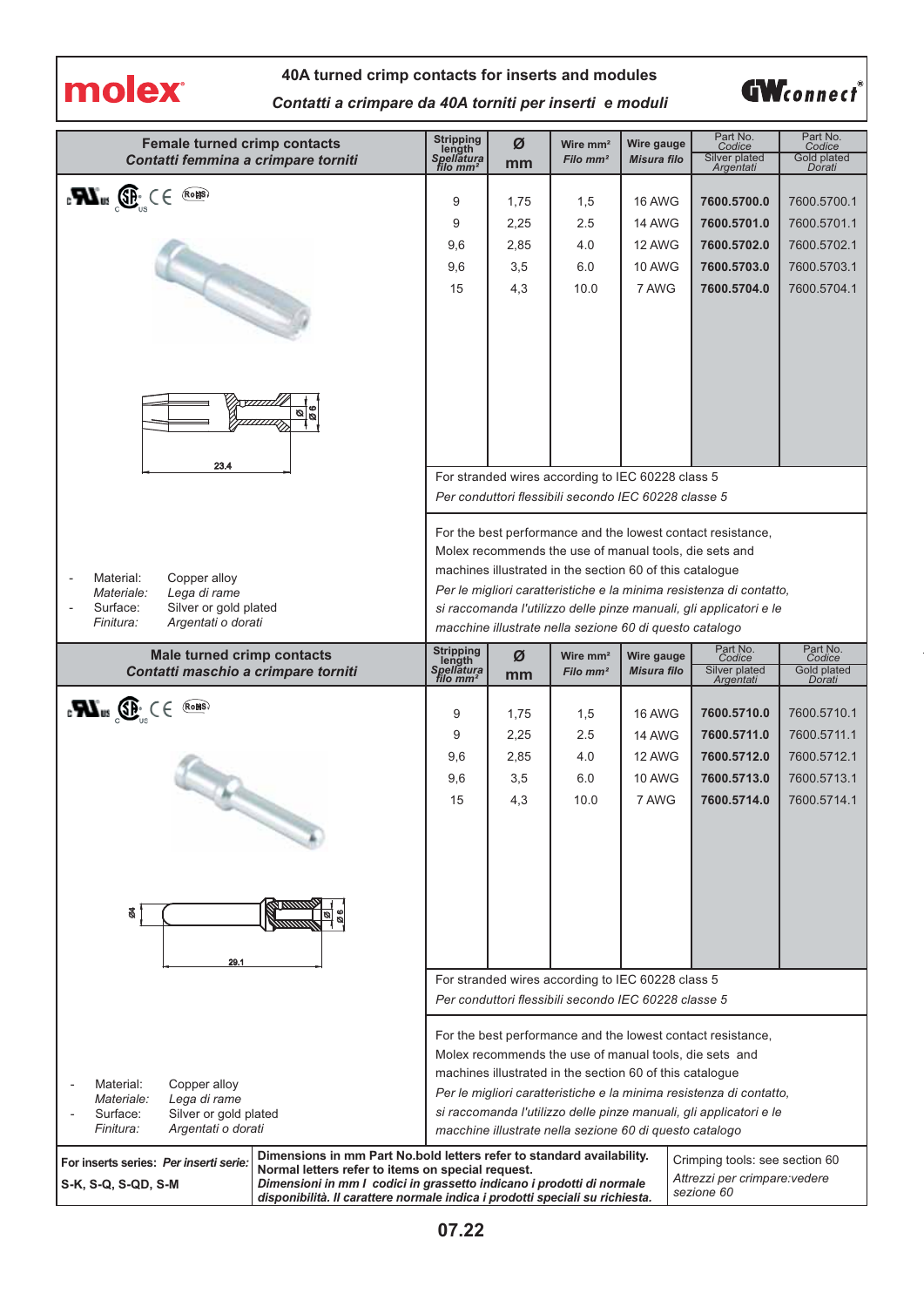# 40A turned crimp contacts for inserts and modules

*Contatti a crimpare da 40A torniti per inserti e moduli*

## Female turned crimp contacts
*Contatti femmina a crimpare torniti*

| Stripping length *Spellatura filo mm²* | Ø mm | Wire mm² *Filo mm²* | Wire gauge *Misura filo* | Part No. *Codice* Silver plated *Argentati* | Part No. *Codice* Gold plated *Dorati* |
|---|---|---|---|---|---|
| 9 | 1,75 | 1,5 | 16 AWG | **7600.5700.0** | 7600.5700.1 |
| 9 | 2,25 | 2.5 | 14 AWG | **7600.5701.0** | 7600.5701.1 |
| 9,6 | 2,85 | 4.0 | 12 AWG | **7600.5702.0** | 7600.5702.1 |
| 9,6 | 3,5 | 6.0 | 10 AWG | **7600.5703.0** | 7600.5703.1 |
| 15 | 4,3 | 10.0 | 7 AWG | **7600.5704.0** | 7600.5704.1 |

For stranded wires according to IEC 60228 class 5
*Per conduttori flessibili secondo IEC 60228 classe 5*

For the best performance and the lowest contact resistance, Molex recommends the use of manual tools, die sets and machines illustrated in the section 60 of this catalogue
*Per le migliori caratteristiche e la minima resistenza di contatto, si raccomanda l'utilizzo delle pinze manuali, gli applicatori e le macchine illustrate nella sezione 60 di questo catalogo*

23.4 — Ø 6

- Material: Copper alloy
  *Materiale: Lega di rame*
- Surface: Silver or gold plated
  *Finitura: Argentati o dorati*

## Male turned crimp contacts
*Contatti maschio a crimpare torniti*

| Stripping length *Spellatura filo mm²* | Ø mm | Wire mm² *Filo mm²* | Wire gauge *Misura filo* | Part No. *Codice* Silver plated *Argentati* | Part No. *Codice* Gold plated *Dorati* |
|---|---|---|---|---|---|
| 9 | 1,75 | 1,5 | 16 AWG | **7600.5710.0** | 7600.5710.1 |
| 9 | 2,25 | 2.5 | 14 AWG | **7600.5711.0** | 7600.5711.1 |
| 9,6 | 2,85 | 4.0 | 12 AWG | **7600.5712.0** | 7600.5712.1 |
| 9,6 | 3,5 | 6.0 | 10 AWG | **7600.5713.0** | 7600.5713.1 |
| 15 | 4,3 | 10.0 | 7 AWG | **7600.5714.0** | 7600.5714.1 |

For stranded wires according to IEC 60228 class 5
*Per conduttori flessibili secondo IEC 60228 classe 5*

For the best performance and the lowest contact resistance, Molex recommends the use of manual tools, die sets and machines illustrated in the section 60 of this catalogue
*Per le migliori caratteristiche e la minima resistenza di contatto, si raccomanda l'utilizzo delle pinze manuali, gli applicatori e le macchine illustrate nella sezione 60 di questo catalogo*

Ø4 — 29.1 — Ø 6

- Material: Copper alloy
  *Materiale: Lega di rame*
- Surface: Silver or gold plated
  *Finitura: Argentati o dorati*

**For inserts series:** ***Per inserti serie:***
**S-K, S-Q, S-QD, S-M**

**Dimensions in mm Part No.bold letters refer to standard availability. Normal letters refer to items on special request.**
***Dimensioni in mm I codici in grassetto indicano i prodotti di normale disponibilità. Il carattere normale indica i prodotti speciali su richiesta.***

Crimping tools: see section 60
*Attrezzi per crimpare:vedere sezione 60*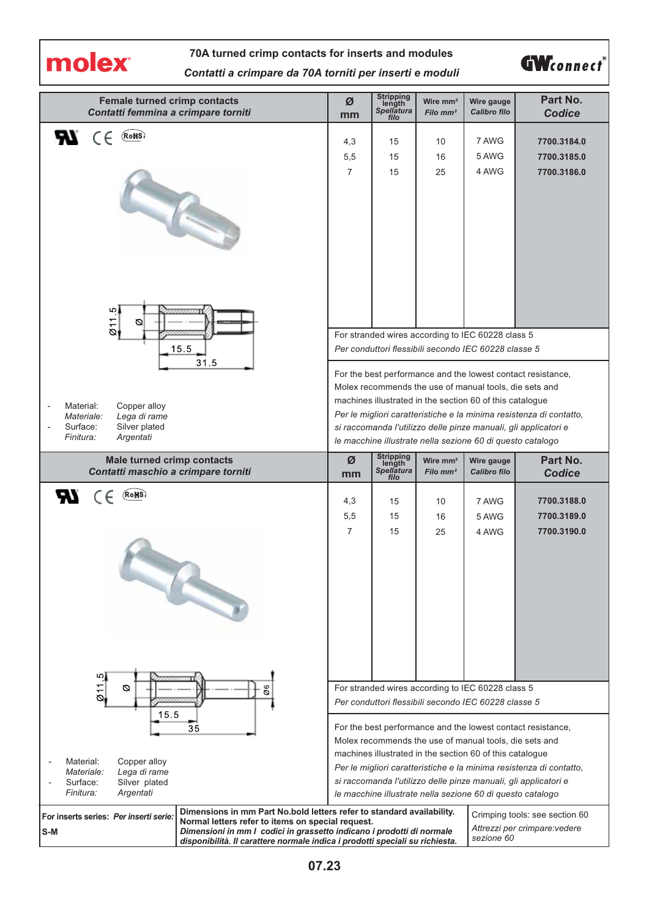# 70A turned crimp contacts for inserts and modules

*Contatti a crimpare da 70A torniti per inserti e moduli*

| Female turned crimp contacts *Contatti femmina a crimpare torniti* | Ø mm | Stripping length *Spellatura filo* | Wire mm² *Filo mm²* | Wire gauge *Calibro filo* | Part No. *Codice* |
|---|---|---|---|---|---|
| | 4,3 | 15 | 10 | 7 AWG | **7700.3184.0** |
| | 5,5 | 15 | 16 | 5 AWG | **7700.3185.0** |
| | 7 | 15 | 25 | 4 AWG | **7700.3186.0** |

Ø11.5, Ø, 15.5, 31.5

For stranded wires according to IEC 60228 class 5

*Per conduttori flessibili secondo IEC 60228 classe 5*

For the best performance and the lowest contact resistance, Molex recommends the use of manual tools, die sets and machines illustrated in the section 60 of this catalogue

*Per le migliori caratteristiche e la minima resistenza di contatto, si raccomanda l'utilizzo delle pinze manuali, gli applicatori e le macchine illustrate nella sezione 60 di questo catalogo*

- Material: Copper alloy
  *Materiale: Lega di rame*
- Surface: Silver plated
  *Finitura: Argentati*

| Male turned crimp contacts *Contatti maschio a crimpare torniti* | Ø mm | Stripping length *Spellatura filo* | Wire mm² *Filo mm²* | Wire gauge *Calibro filo* | Part No. *Codice* |
|---|---|---|---|---|---|
| | 4,3 | 15 | 10 | 7 AWG | **7700.3188.0** |
| | 5,5 | 15 | 16 | 5 AWG | **7700.3189.0** |
| | 7 | 15 | 25 | 4 AWG | **7700.3190.0** |

Ø11.5, Ø, Ø6, 15.5, 35

For stranded wires according to IEC 60228 class 5

*Per conduttori flessibili secondo IEC 60228 classe 5*

For the best performance and the lowest contact resistance, Molex recommends the use of manual tools, die sets and machines illustrated in the section 60 of this catalogue

*Per le migliori caratteristiche e la minima resistenza di contatto, si raccomanda l'utilizzo delle pinze manuali, gli applicatori e le macchine illustrate nella sezione 60 di questo catalogo*

- Material: Copper alloy
  *Materiale: Lega di rame*
- Surface: Silver plated
  *Finitura: Argentati*

**For inserts series:** ***Per inserti serie:*** **S-M**

**Dimensions in mm Part No.bold letters refer to standard availability. Normal letters refer to items on special request.**
***Dimensioni in mm I codici in grassetto indicano i prodotti di normale disponibilità. Il carattere normale indica i prodotti speciali su richiesta.***

Crimping tools: see section 60
*Attrezzi per crimpare:vedere sezione 60*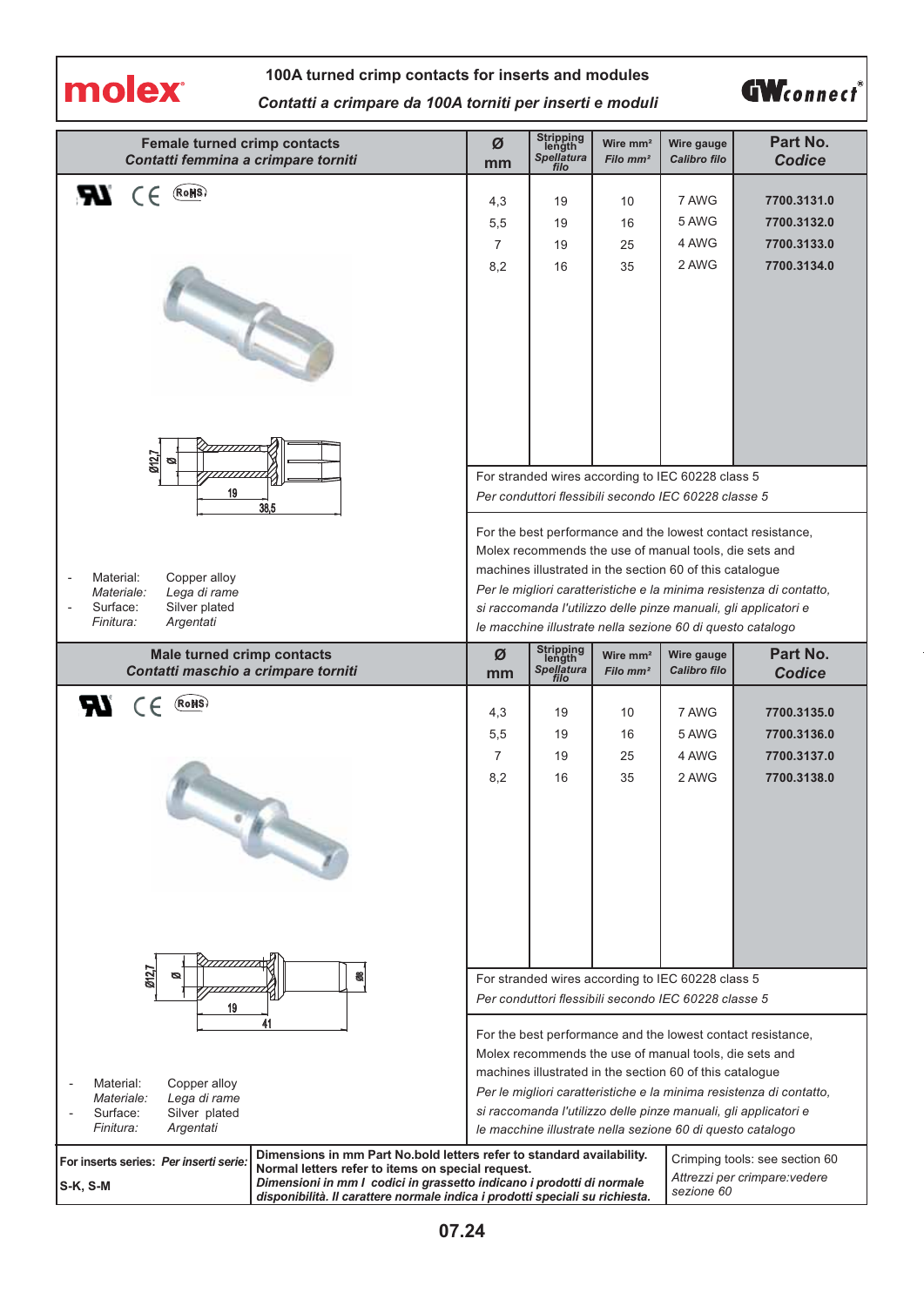# 100A turned crimp contacts for inserts and modules

*Contatti a crimpare da 100A torniti per inserti e moduli*

## Female turned crimp contacts
*Contatti femmina a crimpare torniti*

| Ø mm | Stripping length *Spellatura filo* | Wire mm² *Filo mm²* | Wire gauge *Calibro filo* | Part No. *Codice* |
|---|---|---|---|---|
| 4,3 | 19 | 10 | 7 AWG | **7700.3131.0** |
| 5,5 | 19 | 16 | 5 AWG | **7700.3132.0** |
| 7 | 19 | 25 | 4 AWG | **7700.3133.0** |
| 8,2 | 16 | 35 | 2 AWG | **7700.3134.0** |

For stranded wires according to IEC 60228 class 5
*Per conduttori flessibili secondo IEC 60228 classe 5*

For the best performance and the lowest contact resistance, Molex recommends the use of manual tools, die sets and machines illustrated in the section 60 of this catalogue
*Per le migliori caratteristiche e la minima resistenza di contatto, si raccomanda l'utilizzo delle pinze manuali, gli applicatori e le macchine illustrate nella sezione 60 di questo catalogo*

Ø12,7 Ø 19 38,5

- Material: Copper alloy
  *Materiale: Lega di rame*
- Surface: Silver plated
  *Finitura: Argentati*

## Male turned crimp contacts
*Contatti maschio a crimpare torniti*

| Ø mm | Stripping length *Spellatura filo* | Wire mm² *Filo mm²* | Wire gauge *Calibro filo* | Part No. *Codice* |
|---|---|---|---|---|
| 4,3 | 19 | 10 | 7 AWG | **7700.3135.0** |
| 5,5 | 19 | 16 | 5 AWG | **7700.3136.0** |
| 7 | 19 | 25 | 4 AWG | **7700.3137.0** |
| 8,2 | 16 | 35 | 2 AWG | **7700.3138.0** |

For stranded wires according to IEC 60228 class 5
*Per conduttori flessibili secondo IEC 60228 classe 5*

For the best performance and the lowest contact resistance, Molex recommends the use of manual tools, die sets and machines illustrated in the section 60 of this catalogue
*Per le migliori caratteristiche e la minima resistenza di contatto, si raccomanda l'utilizzo delle pinze manuali, gli applicatori e le macchine illustrate nella sezione 60 di questo catalogo*

Ø12,7 Ø Ø8 19 41

- Material: Copper alloy
  *Materiale: Lega di rame*
- Surface: Silver plated
  *Finitura: Argentati*

---

**For inserts series:** ***Per inserti serie:***
**S-K, S-M**

**Dimensions in mm Part No.bold letters refer to standard availability. Normal letters refer to items on special request.**
***Dimensioni in mm I codici in grassetto indicano i prodotti di normale disponibilità. Il carattere normale indica i prodotti speciali su richiesta.***

Crimping tools: see section 60
*Attrezzi per crimpare:vedere sezione 60*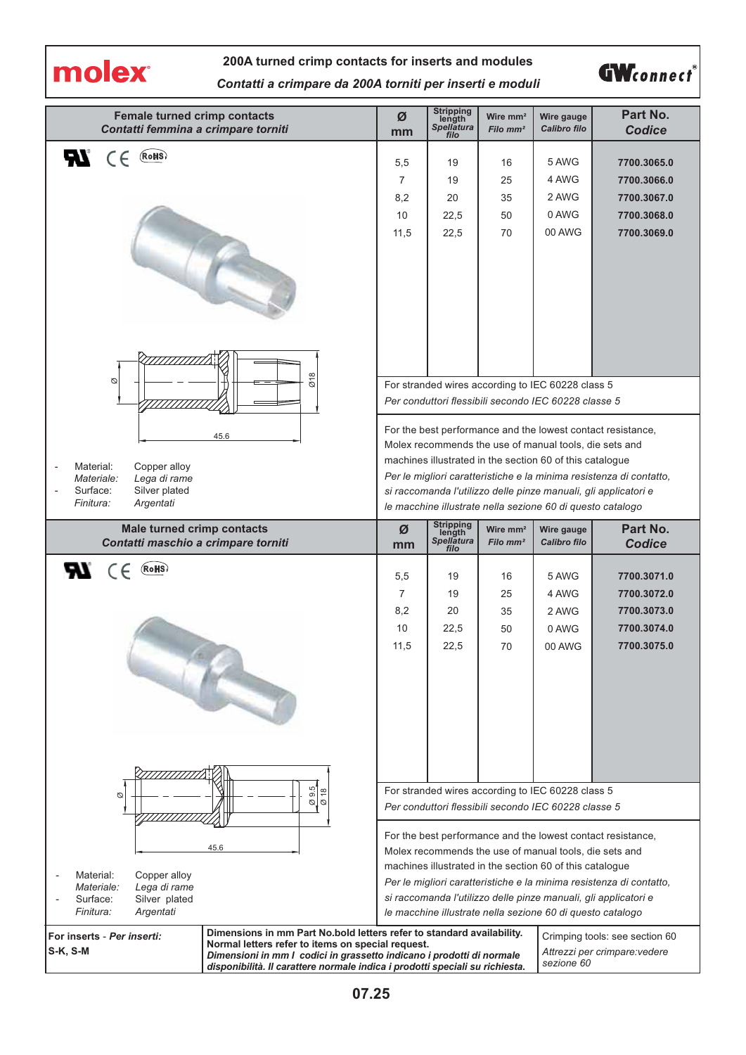# 200A turned crimp contacts for inserts and modules

*Contatti a crimpare da 200A torniti per inserti e moduli*

## Female turned crimp contacts
*Contatti femmina a crimpare torniti*

| Ø mm | Stripping length *Spellatura filo* | Wire mm² *Filo mm²* | Wire gauge *Calibro filo* | Part No. *Codice* |
|---|---|---|---|---|
| 5,5 | 19 | 16 | 5 AWG | **7700.3065.0** |
| 7 | 19 | 25 | 4 AWG | **7700.3066.0** |
| 8,2 | 20 | 35 | 2 AWG | **7700.3067.0** |
| 10 | 22,5 | 50 | 0 AWG | **7700.3068.0** |
| 11,5 | 22,5 | 70 | 00 AWG | **7700.3069.0** |

Ø
Ø18
45.6

For stranded wires according to IEC 60228 class 5
*Per conduttori flessibili secondo IEC 60228 classe 5*

For the best performance and the lowest contact resistance, Molex recommends the use of manual tools, die sets and machines illustrated in the section 60 of this catalogue
*Per le migliori caratteristiche e la minima resistenza di contatto, si raccomanda l'utilizzo delle pinze manuali, gli applicatori e le macchine illustrate nella sezione 60 di questo catalogo*

- Material: Copper alloy
  *Materiale: Lega di rame*
- Surface: Silver plated
  *Finitura: Argentati*

## Male turned crimp contacts
*Contatti maschio a crimpare torniti*

| Ø mm | Stripping length *Spellatura filo* | Wire mm² *Filo mm²* | Wire gauge *Calibro filo* | Part No. *Codice* |
|---|---|---|---|---|
| 5,5 | 19 | 16 | 5 AWG | **7700.3071.0** |
| 7 | 19 | 25 | 4 AWG | **7700.3072.0** |
| 8,2 | 20 | 35 | 2 AWG | **7700.3073.0** |
| 10 | 22,5 | 50 | 0 AWG | **7700.3074.0** |
| 11,5 | 22,5 | 70 | 00 AWG | **7700.3075.0** |

Ø
Ø 9.5
Ø 18
45.6

For stranded wires according to IEC 60228 class 5
*Per conduttori flessibili secondo IEC 60228 classe 5*

For the best performance and the lowest contact resistance, Molex recommends the use of manual tools, die sets and machines illustrated in the section 60 of this catalogue
*Per le migliori caratteristiche e la minima resistenza di contatto, si raccomanda l'utilizzo delle pinze manuali, gli applicatori e le macchine illustrate nella sezione 60 di questo catalogo*

- Material: Copper alloy
  *Materiale: Lega di rame*
- Surface: Silver plated
  *Finitura: Argentati*

**For inserts** - ***Per inserti:***
**S-K, S-M**

**Dimensions in mm Part No.bold letters refer to standard availability. Normal letters refer to items on special request.**
***Dimensioni in mm I codici in grassetto indicano i prodotti di normale disponibilità. Il carattere normale indica i prodotti speciali su richiesta.***

Crimping tools: see section 60
*Attrezzi per crimpare:vedere sezione 60*